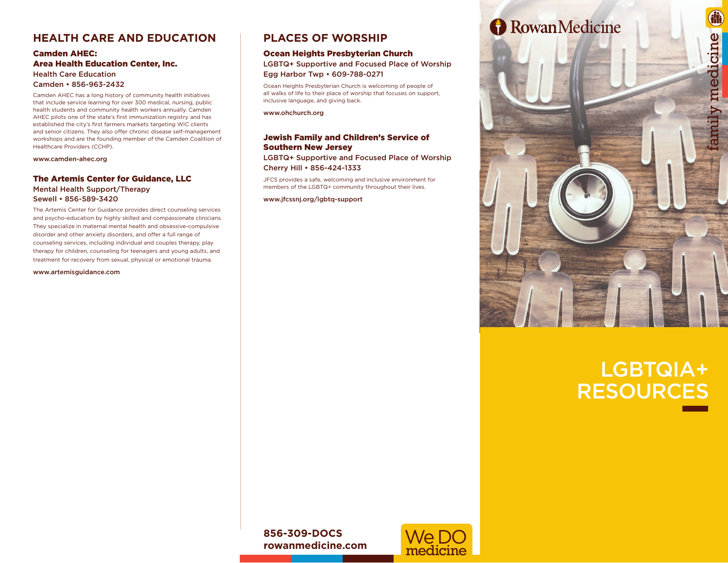## HEALTH CARE AND EDUCATION

### Camden AHEC: Area Health Education Center, Inc.

Health Care Education
Camden • 856-963-2432

Camden AHEC has a long history of community health initiatives that include service learning for over 300 medical, nursing, public health students and community health workers annually. Camden AHEC pilots one of the state's first immunization registry and has established the city's first farmers markets targeting WIC clients and senior citizens. They also offer chronic disease self-management workshops and are the founding member of the Camden Coalition of Healthcare Providers (CCHP).

www.camden-ahec.org

### The Artemis Center for Guidance, LLC

Mental Health Support/Therapy
Sewell • 856-589-3420

The Artemis Center for Guidance provides direct counseling services and psycho-education by highly skilled and compassionate clinicians. They specialize in maternal mental health and obsessive-compulsive disorder and other anxiety disorders, and offer a full range of counseling services, including individual and couples therapy, play therapy for children, counseling for teenagers and young adults, and treatment for recovery from sexual, physical or emotional trauma.

www.artemisguidance.com

## PLACES OF WORSHIP

### Ocean Heights Presbyterian Church

LGBTQ+ Supportive and Focused Place of Worship
Egg Harbor Twp • 609-788-0271

Ocean Heights Presbyterian Church is welcoming of people of all walks of life to their place of worship that focuses on support, inclusive language, and giving back.

www.ohchurch.org

### Jewish Family and Children's Service of Southern New Jersey

LGBTQ+ Supportive and Focused Place of Worship
Cherry Hill • 856-424-1333

JFCS provides a safe, welcoming and inclusive environment for members of the LGBTQ+ community throughout their lives.

www.jfcssnj.org/lgbtq-support

**856-309-DOCS**
**rowanmedicine.com**

We DO medicine

RowanMedicine

family medicine

# LGBTQIA+ RESOURCES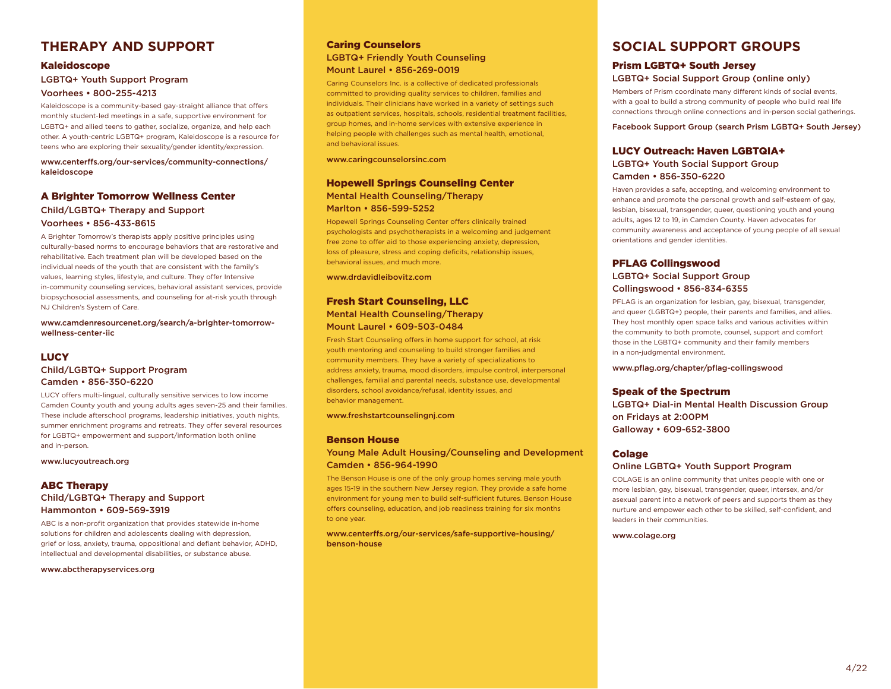## THERAPY AND SUPPORT

### Kaleidoscope

LGBTQ+ Youth Support Program

Voorhees • 800-255-4213

Kaleidoscope is a community-based gay-straight alliance that offers monthly student-led meetings in a safe, supportive environment for LGBTQ+ and allied teens to gather, socialize, organize, and help each other. A youth-centric LGBTQ+ program, Kaleidoscope is a resource for teens who are exploring their sexuality/gender identity/expression.

www.centerffs.org/our-services/community-connections/kaleidoscope

### A Brighter Tomorrow Wellness Center

Child/LGBTQ+ Therapy and Support

Voorhees • 856-433-8615

A Brighter Tomorrow's therapists apply positive principles using culturally-based norms to encourage behaviors that are restorative and rehabilitative. Each treatment plan will be developed based on the individual needs of the youth that are consistent with the family's values, learning styles, lifestyle, and culture. They offer Intensive in-community counseling services, behavioral assistant services, provide biopsychosocial assessments, and counseling for at-risk youth through NJ Children's System of Care.

www.camdenresourcenet.org/search/a-brighter-tomorrow-wellness-center-iic

### LUCY

Child/LGBTQ+ Support Program

Camden • 856-350-6220

LUCY offers multi-lingual, culturally sensitive services to low income Camden County youth and young adults ages seven-25 and their families. These include afterschool programs, leadership initiatives, youth nights, summer enrichment programs and retreats. They offer several resources for LGBTQ+ empowerment and support/information both online and in-person.

www.lucyoutreach.org

### ABC Therapy

Child/LGBTQ+ Therapy and Support

Hammonton • 609-569-3919

ABC is a non-profit organization that provides statewide in-home solutions for children and adolescents dealing with depression, grief or loss, anxiety, trauma, oppositional and defiant behavior, ADHD, intellectual and developmental disabilities, or substance abuse.

www.abctherapyservices.org

### Caring Counselors

LGBTQ+ Friendly Youth Counseling

Mount Laurel • 856-269-0019

Caring Counselors Inc. is a collective of dedicated professionals committed to providing quality services to children, families and individuals. Their clinicians have worked in a variety of settings such as outpatient services, hospitals, schools, residential treatment facilities, group homes, and in-home services with extensive experience in helping people with challenges such as mental health, emotional, and behavioral issues.

www.caringcounselorsinc.com

### Hopewell Springs Counseling Center

Mental Health Counseling/Therapy

Marlton • 856-599-5252

Hopewell Springs Counseling Center offers clinically trained psychologists and psychotherapists in a welcoming and judgement free zone to offer aid to those experiencing anxiety, depression, loss of pleasure, stress and coping deficits, relationship issues, behavioral issues, and much more.

www.drdavidleibovitz.com

### Fresh Start Counseling, LLC

Mental Health Counseling/Therapy

Mount Laurel • 609-503-0484

Fresh Start Counseling offers in home support for school, at risk youth mentoring and counseling to build stronger families and community members. They have a variety of specializations to address anxiety, trauma, mood disorders, impulse control, interpersonal challenges, familial and parental needs, substance use, developmental disorders, school avoidance/refusal, identity issues, and behavior management.

www.freshstartcounselingnj.com

### Benson House

Young Male Adult Housing/Counseling and Development

Camden • 856-964-1990

The Benson House is one of the only group homes serving male youth ages 15-19 in the southern New Jersey region. They provide a safe home environment for young men to build self-sufficient futures. Benson House offers counseling, education, and job readiness training for six months to one year.

www.centerffs.org/our-services/safe-supportive-housing/benson-house

## SOCIAL SUPPORT GROUPS

### Prism LGBTQ+ South Jersey

LGBTQ+ Social Support Group (online only)

Members of Prism coordinate many different kinds of social events, with a goal to build a strong community of people who build real life connections through online connections and in-person social gatherings.

Facebook Support Group (search Prism LGBTQ+ South Jersey)

### LUCY Outreach: Haven LGBTQIA+

LGBTQ+ Youth Social Support Group

Camden • 856-350-6220

Haven provides a safe, accepting, and welcoming environment to enhance and promote the personal growth and self-esteem of gay, lesbian, bisexual, transgender, queer, questioning youth and young adults, ages 12 to 19, in Camden County. Haven advocates for community awareness and acceptance of young people of all sexual orientations and gender identities.

### PFLAG Collingswood

LGBTQ+ Social Support Group

Collingswood • 856-834-6355

PFLAG is an organization for lesbian, gay, bisexual, transgender, and queer (LGBTQ+) people, their parents and families, and allies. They host monthly open space talks and various activities within the community to both promote, counsel, support and comfort those in the LGBTQ+ community and their family members in a non-judgmental environment.

www.pflag.org/chapter/pflag-collingswood

### Speak of the Spectrum

LGBTQ+ Dial-in Mental Health Discussion Group on Fridays at 2:00PM

Galloway • 609-652-3800

### Colage

Online LGBTQ+ Youth Support Program

COLAGE is an online community that unites people with one or more lesbian, gay, bisexual, transgender, queer, intersex, and/or asexual parent into a network of peers and supports them as they nurture and empower each other to be skilled, self-confident, and leaders in their communities.

www.colage.org

4/22